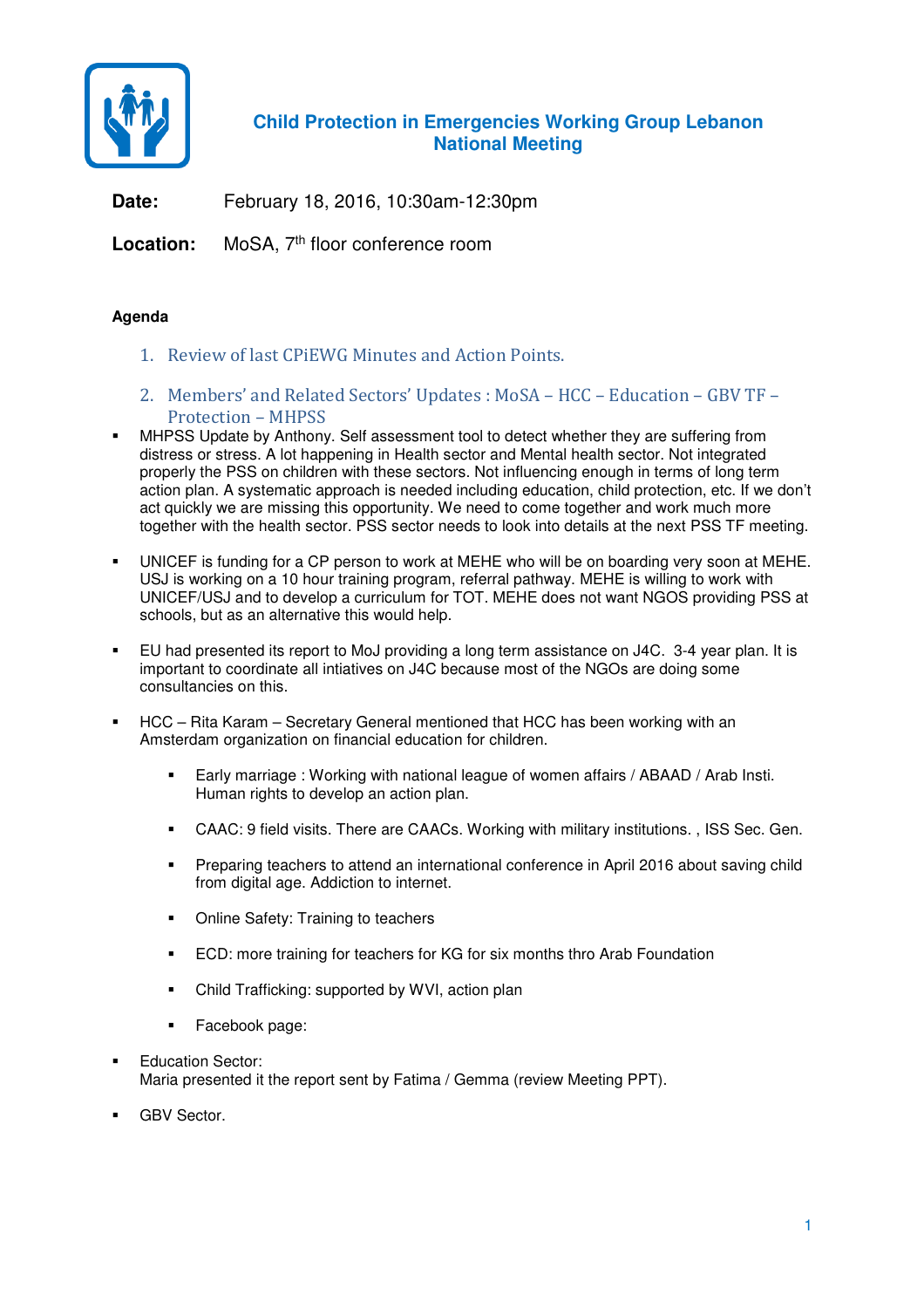# Child Protection in Emergencies Working Group Lebanon
## National Meeting

**Date:** February 18, 2016, 10:30am-12:30pm

**Location:** MoSA, 7th floor conference room

**Agenda**

1. Review of last CPiEWG Minutes and Action Points.
2. Members' and Related Sectors' Updates : MoSA – HCC – Education – GBV TF – Protection – MHPSS

- MHPSS Update by Anthony. Self assessment tool to detect whether they are suffering from distress or stress. A lot happening in Health sector and Mental health sector. Not integrated properly the PSS on children with these sectors. Not influencing enough in terms of long term action plan. A systematic approach is needed including education, child protection, etc. If we don't act quickly we are missing this opportunity. We need to come together and work much more together with the health sector. PSS sector needs to look into details at the next PSS TF meeting.

- UNICEF is funding for a CP person to work at MEHE who will be on boarding very soon at MEHE. USJ is working on a 10 hour training program, referral pathway. MEHE is willing to work with UNICEF/USJ and to develop a curriculum for TOT. MEHE does not want NGOS providing PSS at schools, but as an alternative this would help.

- EU had presented its report to MoJ providing a long term assistance on J4C. 3-4 year plan. It is important to coordinate all intiatives on J4C because most of the NGOs are doing some consultancies on this.

- HCC – Rita Karam – Secretary General mentioned that HCC has been working with an Amsterdam organization on financial education for children.
  - Early marriage : Working with national league of women affairs / ABAAD / Arab Insti. Human rights to develop an action plan.
  - CAAC: 9 field visits. There are CAACs. Working with military institutions. , ISS Sec. Gen.
  - Preparing teachers to attend an international conference in April 2016 about saving child from digital age. Addiction to internet.
  - Online Safety: Training to teachers
  - ECD: more training for teachers for KG for six months thro Arab Foundation
  - Child Trafficking: supported by WVI, action plan
  - Facebook page:

- Education Sector:
  Maria presented it the report sent by Fatima / Gemma (review Meeting PPT).

- GBV Sector.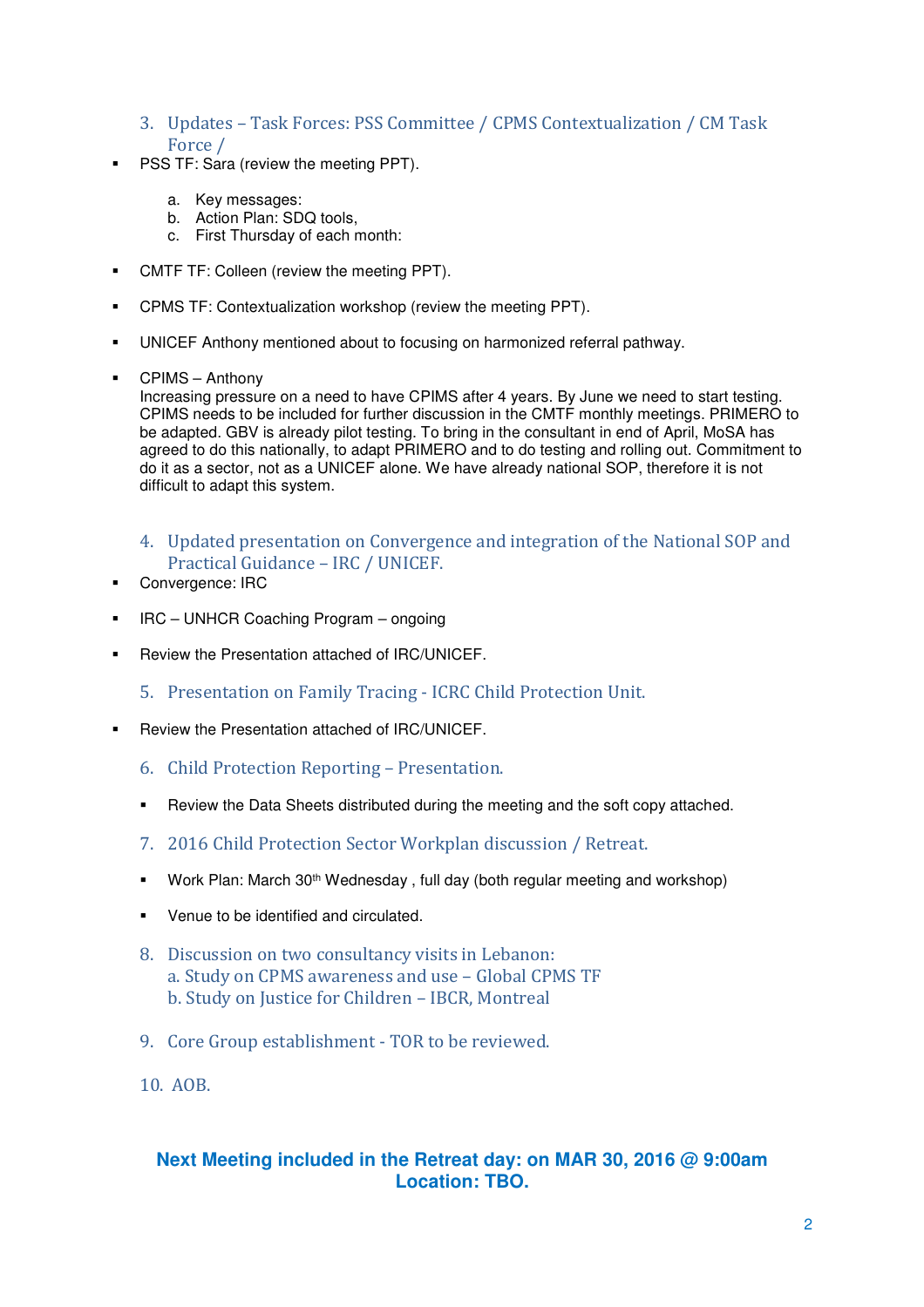3. Updates – Task Forces: PSS Committee / CPMS Contextualization / CM Task Force /

- PSS TF: Sara (review the meeting PPT).

    a. Key messages:
    b. Action Plan: SDQ tools,
    c. First Thursday of each month:

- CMTF TF: Colleen (review the meeting PPT).

- CPMS TF: Contextualization workshop (review the meeting PPT).

- UNICEF Anthony mentioned about to focusing on harmonized referral pathway.

- CPIMS – Anthony
  Increasing pressure on a need to have CPIMS after 4 years. By June we need to start testing. CPIMS needs to be included for further discussion in the CMTF monthly meetings. PRIMERO to be adapted. GBV is already pilot testing. To bring in the consultant in end of April, MoSA has agreed to do this nationally, to adapt PRIMERO and to do testing and rolling out. Commitment to do it as a sector, not as a UNICEF alone. We have already national SOP, therefore it is not difficult to adapt this system.

4. Updated presentation on Convergence and integration of the National SOP and Practical Guidance – IRC / UNICEF.

- Convergence: IRC

- IRC – UNHCR Coaching Program – ongoing

- Review the Presentation attached of IRC/UNICEF.

5. Presentation on Family Tracing - ICRC Child Protection Unit.

- Review the Presentation attached of IRC/UNICEF.

6. Child Protection Reporting – Presentation.

- Review the Data Sheets distributed during the meeting and the soft copy attached.

7. 2016 Child Protection Sector Workplan discussion / Retreat.

- Work Plan: March 30th Wednesday , full day (both regular meeting and workshop)

- Venue to be identified and circulated.

8. Discussion on two consultancy visits in Lebanon:
   a. Study on CPMS awareness and use – Global CPMS TF
   b. Study on Justice for Children – IBCR, Montreal

9. Core Group establishment - TOR to be reviewed.

10. AOB.

**Next Meeting included in the Retreat day: on MAR 30, 2016 @ 9:00am**
**Location: TBO.**